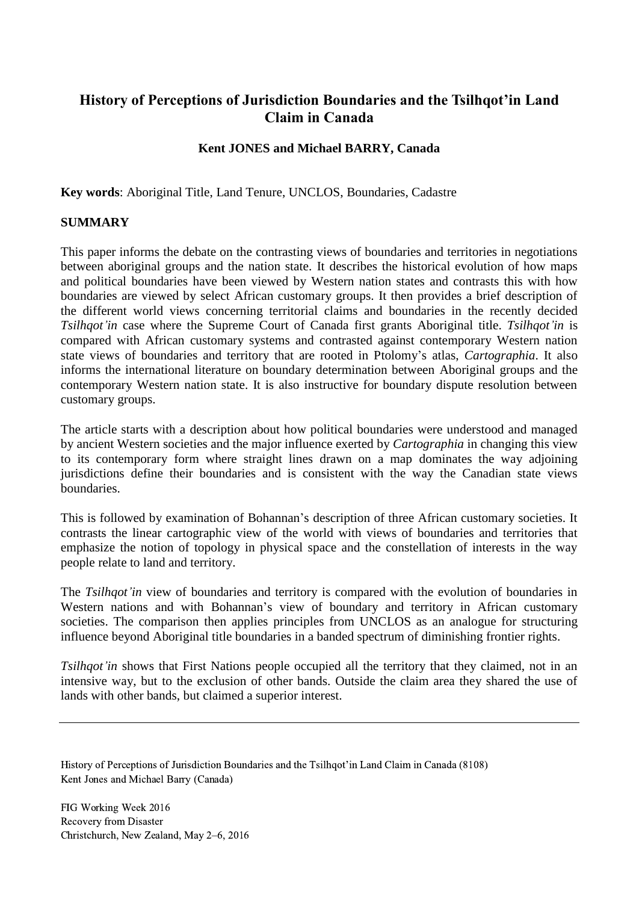# History of Perceptions of Jurisdiction Boundaries and the Tsilhqot'in Land Claim in Canada

**Kent JONES and Michael BARRY, Canada**

**Key words**: Aboriginal Title, Land Tenure, UNCLOS, Boundaries, Cadastre

## SUMMARY

This paper informs the debate on the contrasting views of boundaries and territories in negotiations between aboriginal groups and the nation state. It describes the historical evolution of how maps and political boundaries have been viewed by Western nation states and contrasts this with how boundaries are viewed by select African customary groups. It then provides a brief description of the different world views concerning territorial claims and boundaries in the recently decided *Tsilhqot'in* case where the Supreme Court of Canada first grants Aboriginal title. *Tsilhqot'in* is compared with African customary systems and contrasted against contemporary Western nation state views of boundaries and territory that are rooted in Ptolomy's atlas, *Cartographia*. It also informs the international literature on boundary determination between Aboriginal groups and the contemporary Western nation state. It is also instructive for boundary dispute resolution between customary groups.

The article starts with a description about how political boundaries were understood and managed by ancient Western societies and the major influence exerted by *Cartographia* in changing this view to its contemporary form where straight lines drawn on a map dominates the way adjoining jurisdictions define their boundaries and is consistent with the way the Canadian state views boundaries.

This is followed by examination of Bohannan's description of three African customary societies. It contrasts the linear cartographic view of the world with views of boundaries and territories that emphasize the notion of topology in physical space and the constellation of interests in the way people relate to land and territory.

The *Tsilhqot'in* view of boundaries and territory is compared with the evolution of boundaries in Western nations and with Bohannan's view of boundary and territory in African customary societies. The comparison then applies principles from UNCLOS as an analogue for structuring influence beyond Aboriginal title boundaries in a banded spectrum of diminishing frontier rights.

*Tsilhqot'in* shows that First Nations people occupied all the territory that they claimed, not in an intensive way, but to the exclusion of other bands. Outside the claim area they shared the use of lands with other bands, but claimed a superior interest.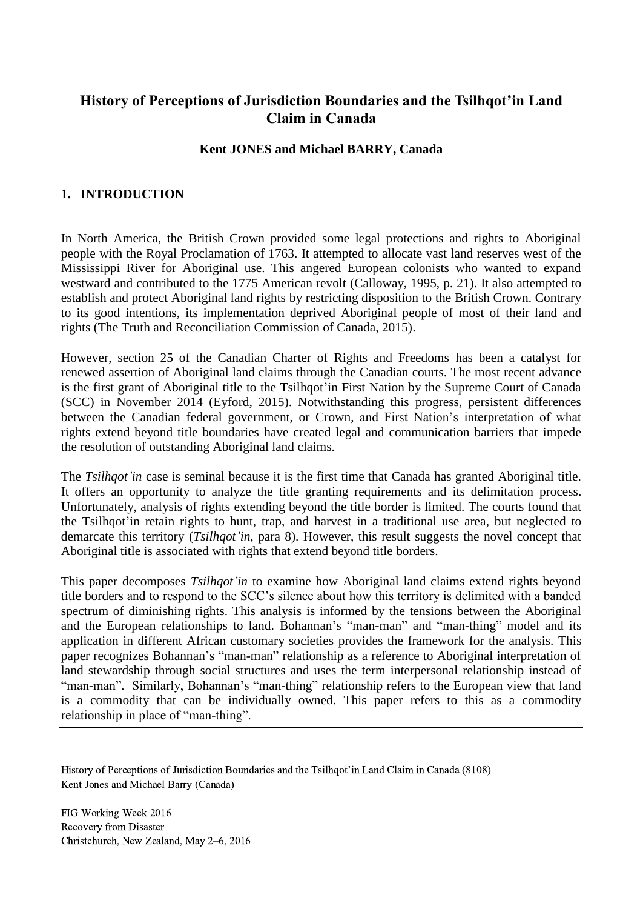# History of Perceptions of Jurisdiction Boundaries and the Tsilhqot'in Land Claim in Canada

**Kent JONES and Michael BARRY, Canada**

## 1. INTRODUCTION

In North America, the British Crown provided some legal protections and rights to Aboriginal people with the Royal Proclamation of 1763. It attempted to allocate vast land reserves west of the Mississippi River for Aboriginal use. This angered European colonists who wanted to expand westward and contributed to the 1775 American revolt (Calloway, 1995, p. 21). It also attempted to establish and protect Aboriginal land rights by restricting disposition to the British Crown. Contrary to its good intentions, its implementation deprived Aboriginal people of most of their land and rights (The Truth and Reconciliation Commission of Canada, 2015).

However, section 25 of the Canadian Charter of Rights and Freedoms has been a catalyst for renewed assertion of Aboriginal land claims through the Canadian courts. The most recent advance is the first grant of Aboriginal title to the Tsilhqot'in First Nation by the Supreme Court of Canada (SCC) in November 2014 (Eyford, 2015). Notwithstanding this progress, persistent differences between the Canadian federal government, or Crown, and First Nation's interpretation of what rights extend beyond title boundaries have created legal and communication barriers that impede the resolution of outstanding Aboriginal land claims.

The *Tsilhqot'in* case is seminal because it is the first time that Canada has granted Aboriginal title. It offers an opportunity to analyze the title granting requirements and its delimitation process. Unfortunately, analysis of rights extending beyond the title border is limited. The courts found that the Tsilhqot'in retain rights to hunt, trap, and harvest in a traditional use area, but neglected to demarcate this territory (*Tsilhqot'in*, para 8). However, this result suggests the novel concept that Aboriginal title is associated with rights that extend beyond title borders.

This paper decomposes *Tsilhqot'in* to examine how Aboriginal land claims extend rights beyond title borders and to respond to the SCC's silence about how this territory is delimited with a banded spectrum of diminishing rights. This analysis is informed by the tensions between the Aboriginal and the European relationships to land. Bohannan's "man-man" and "man-thing" model and its application in different African customary societies provides the framework for the analysis. This paper recognizes Bohannan's "man-man" relationship as a reference to Aboriginal interpretation of land stewardship through social structures and uses the term interpersonal relationship instead of "man-man". Similarly, Bohannan's "man-thing" relationship refers to the European view that land is a commodity that can be individually owned. This paper refers to this as a commodity relationship in place of "man-thing".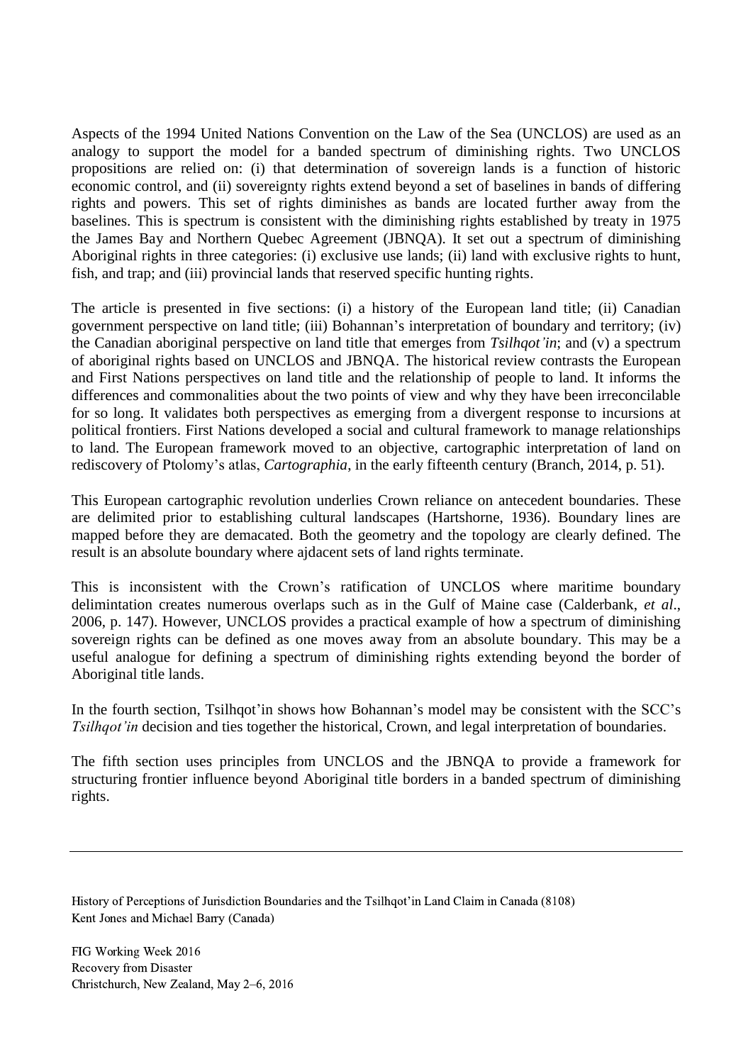Aspects of the 1994 United Nations Convention on the Law of the Sea (UNCLOS) are used as an analogy to support the model for a banded spectrum of diminishing rights. Two UNCLOS propositions are relied on: (i) that determination of sovereign lands is a function of historic economic control, and (ii) sovereignty rights extend beyond a set of baselines in bands of differing rights and powers. This set of rights diminishes as bands are located further away from the baselines. This is spectrum is consistent with the diminishing rights established by treaty in 1975 the James Bay and Northern Quebec Agreement (JBNQA). It set out a spectrum of diminishing Aboriginal rights in three categories: (i) exclusive use lands; (ii) land with exclusive rights to hunt, fish, and trap; and (iii) provincial lands that reserved specific hunting rights.

The article is presented in five sections: (i) a history of the European land title; (ii) Canadian government perspective on land title; (iii) Bohannan's interpretation of boundary and territory; (iv) the Canadian aboriginal perspective on land title that emerges from *Tsilhqot'in*; and (v) a spectrum of aboriginal rights based on UNCLOS and JBNQA. The historical review contrasts the European and First Nations perspectives on land title and the relationship of people to land. It informs the differences and commonalities about the two points of view and why they have been irreconcilable for so long. It validates both perspectives as emerging from a divergent response to incursions at political frontiers. First Nations developed a social and cultural framework to manage relationships to land. The European framework moved to an objective, cartographic interpretation of land on rediscovery of Ptolomy's atlas, *Cartographia*, in the early fifteenth century (Branch, 2014, p. 51).

This European cartographic revolution underlies Crown reliance on antecedent boundaries. These are delimited prior to establishing cultural landscapes (Hartshorne, 1936). Boundary lines are mapped before they are demacated. Both the geometry and the topology are clearly defined. The result is an absolute boundary where ajdacent sets of land rights terminate.

This is inconsistent with the Crown's ratification of UNCLOS where maritime boundary delimintation creates numerous overlaps such as in the Gulf of Maine case (Calderbank, *et al*., 2006, p. 147). However, UNCLOS provides a practical example of how a spectrum of diminishing sovereign rights can be defined as one moves away from an absolute boundary. This may be a useful analogue for defining a spectrum of diminishing rights extending beyond the border of Aboriginal title lands.

In the fourth section, Tsilhqot'in shows how Bohannan's model may be consistent with the SCC's *Tsilhqot'in* decision and ties together the historical, Crown, and legal interpretation of boundaries.

The fifth section uses principles from UNCLOS and the JBNQA to provide a framework for structuring frontier influence beyond Aboriginal title borders in a banded spectrum of diminishing rights.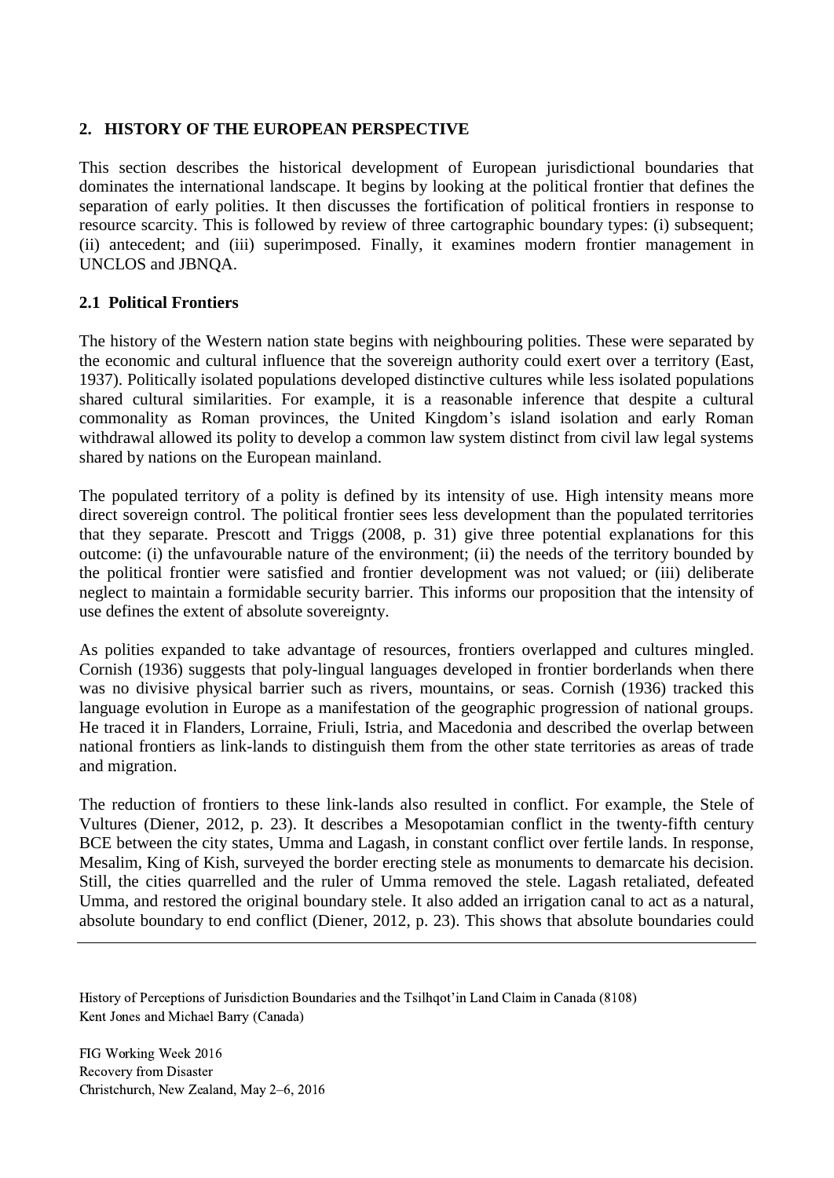## 2. HISTORY OF THE EUROPEAN PERSPECTIVE

This section describes the historical development of European jurisdictional boundaries that dominates the international landscape. It begins by looking at the political frontier that defines the separation of early polities. It then discusses the fortification of political frontiers in response to resource scarcity. This is followed by review of three cartographic boundary types: (i) subsequent; (ii) antecedent; and (iii) superimposed. Finally, it examines modern frontier management in UNCLOS and JBNQA.

### 2.1 Political Frontiers

The history of the Western nation state begins with neighbouring polities. These were separated by the economic and cultural influence that the sovereign authority could exert over a territory (East, 1937). Politically isolated populations developed distinctive cultures while less isolated populations shared cultural similarities. For example, it is a reasonable inference that despite a cultural commonality as Roman provinces, the United Kingdom's island isolation and early Roman withdrawal allowed its polity to develop a common law system distinct from civil law legal systems shared by nations on the European mainland.

The populated territory of a polity is defined by its intensity of use. High intensity means more direct sovereign control. The political frontier sees less development than the populated territories that they separate. Prescott and Triggs (2008, p. 31) give three potential explanations for this outcome: (i) the unfavourable nature of the environment; (ii) the needs of the territory bounded by the political frontier were satisfied and frontier development was not valued; or (iii) deliberate neglect to maintain a formidable security barrier. This informs our proposition that the intensity of use defines the extent of absolute sovereignty.

As polities expanded to take advantage of resources, frontiers overlapped and cultures mingled. Cornish (1936) suggests that poly-lingual languages developed in frontier borderlands when there was no divisive physical barrier such as rivers, mountains, or seas. Cornish (1936) tracked this language evolution in Europe as a manifestation of the geographic progression of national groups. He traced it in Flanders, Lorraine, Friuli, Istria, and Macedonia and described the overlap between national frontiers as link-lands to distinguish them from the other state territories as areas of trade and migration.

The reduction of frontiers to these link-lands also resulted in conflict. For example, the Stele of Vultures (Diener, 2012, p. 23). It describes a Mesopotamian conflict in the twenty-fifth century BCE between the city states, Umma and Lagash, in constant conflict over fertile lands. In response, Mesalim, King of Kish, surveyed the border erecting stele as monuments to demarcate his decision. Still, the cities quarrelled and the ruler of Umma removed the stele. Lagash retaliated, defeated Umma, and restored the original boundary stele. It also added an irrigation canal to act as a natural, absolute boundary to end conflict (Diener, 2012, p. 23). This shows that absolute boundaries could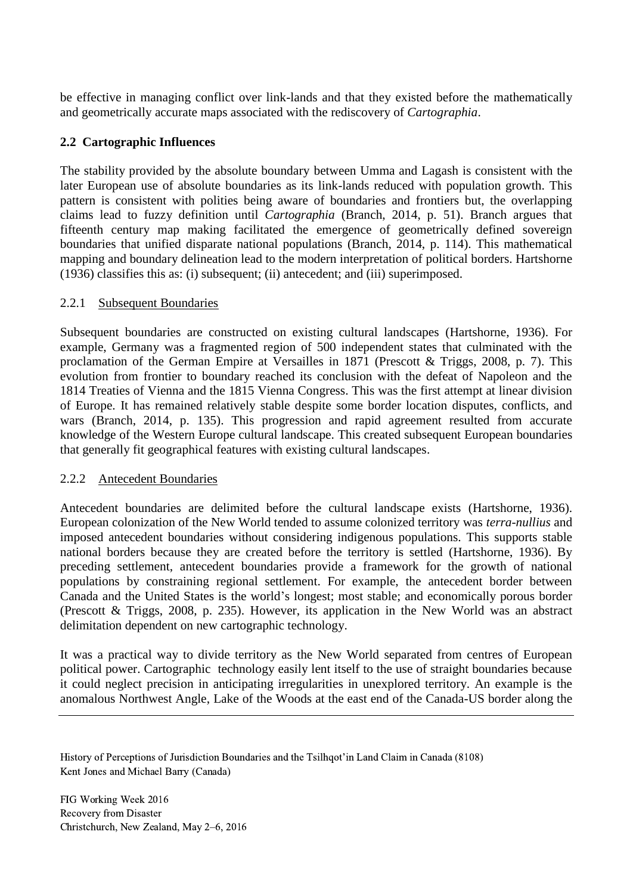be effective in managing conflict over link-lands and that they existed before the mathematically and geometrically accurate maps associated with the rediscovery of *Cartographia*.

## 2.2 Cartographic Influences

The stability provided by the absolute boundary between Umma and Lagash is consistent with the later European use of absolute boundaries as its link-lands reduced with population growth. This pattern is consistent with polities being aware of boundaries and frontiers but, the overlapping claims lead to fuzzy definition until *Cartographia* (Branch, 2014, p. 51). Branch argues that fifteenth century map making facilitated the emergence of geometrically defined sovereign boundaries that unified disparate national populations (Branch, 2014, p. 114). This mathematical mapping and boundary delineation lead to the modern interpretation of political borders. Hartshorne (1936) classifies this as: (i) subsequent; (ii) antecedent; and (iii) superimposed.

### 2.2.1 Subsequent Boundaries

Subsequent boundaries are constructed on existing cultural landscapes (Hartshorne, 1936). For example, Germany was a fragmented region of 500 independent states that culminated with the proclamation of the German Empire at Versailles in 1871 (Prescott & Triggs, 2008, p. 7). This evolution from frontier to boundary reached its conclusion with the defeat of Napoleon and the 1814 Treaties of Vienna and the 1815 Vienna Congress. This was the first attempt at linear division of Europe. It has remained relatively stable despite some border location disputes, conflicts, and wars (Branch, 2014, p. 135). This progression and rapid agreement resulted from accurate knowledge of the Western Europe cultural landscape. This created subsequent European boundaries that generally fit geographical features with existing cultural landscapes.

### 2.2.2 Antecedent Boundaries

Antecedent boundaries are delimited before the cultural landscape exists (Hartshorne, 1936). European colonization of the New World tended to assume colonized territory was *terra-nullius* and imposed antecedent boundaries without considering indigenous populations. This supports stable national borders because they are created before the territory is settled (Hartshorne, 1936). By preceding settlement, antecedent boundaries provide a framework for the growth of national populations by constraining regional settlement. For example, the antecedent border between Canada and the United States is the world's longest; most stable; and economically porous border (Prescott & Triggs, 2008, p. 235). However, its application in the New World was an abstract delimitation dependent on new cartographic technology.

It was a practical way to divide territory as the New World separated from centres of European political power. Cartographic technology easily lent itself to the use of straight boundaries because it could neglect precision in anticipating irregularities in unexplored territory. An example is the anomalous Northwest Angle, Lake of the Woods at the east end of the Canada-US border along the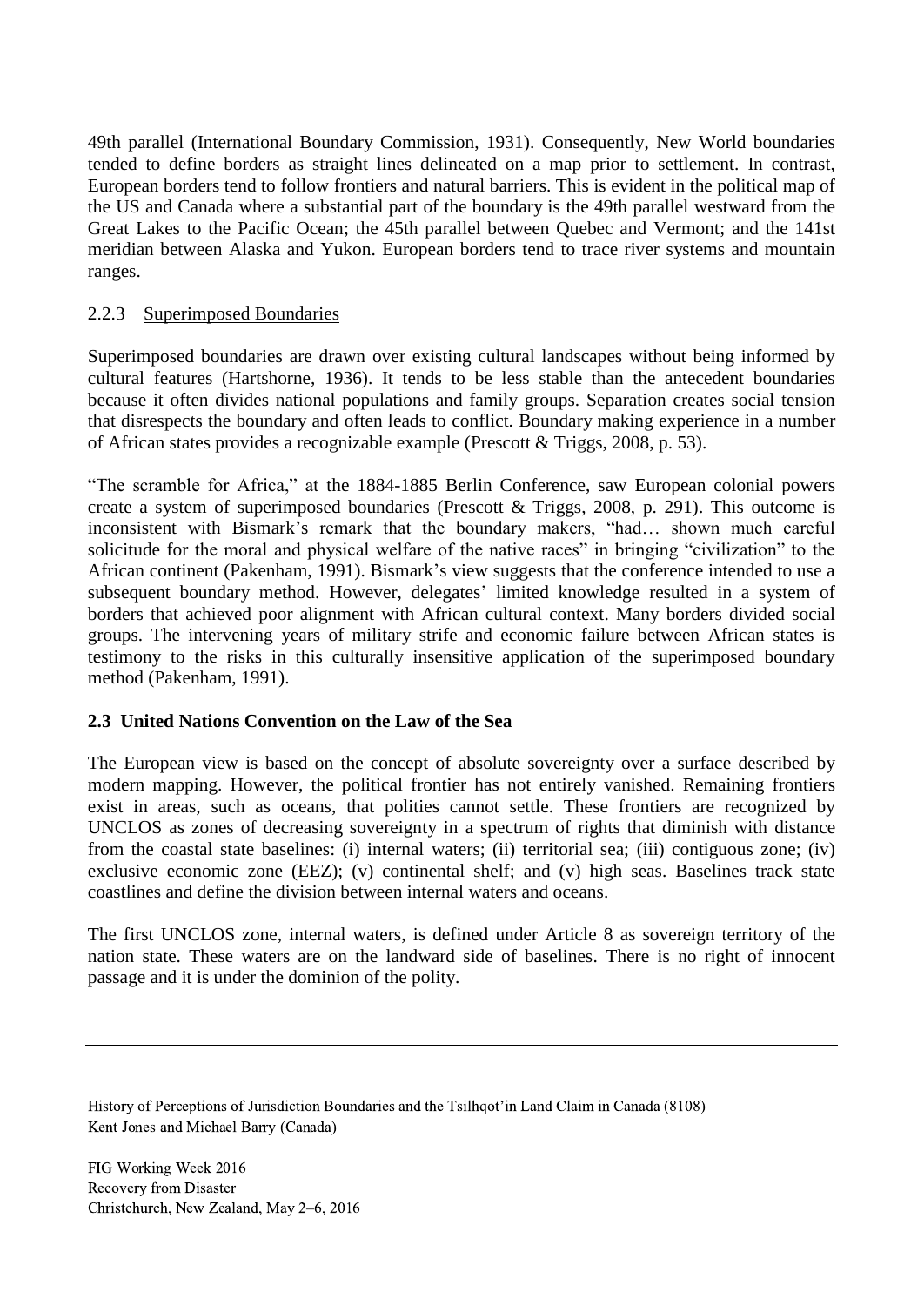49th parallel (International Boundary Commission, 1931). Consequently, New World boundaries tended to define borders as straight lines delineated on a map prior to settlement. In contrast, European borders tend to follow frontiers and natural barriers. This is evident in the political map of the US and Canada where a substantial part of the boundary is the 49th parallel westward from the Great Lakes to the Pacific Ocean; the 45th parallel between Quebec and Vermont; and the 141st meridian between Alaska and Yukon. European borders tend to trace river systems and mountain ranges.

### 2.2.3 Superimposed Boundaries

Superimposed boundaries are drawn over existing cultural landscapes without being informed by cultural features (Hartshorne, 1936). It tends to be less stable than the antecedent boundaries because it often divides national populations and family groups. Separation creates social tension that disrespects the boundary and often leads to conflict. Boundary making experience in a number of African states provides a recognizable example (Prescott & Triggs, 2008, p. 53).

"The scramble for Africa," at the 1884-1885 Berlin Conference, saw European colonial powers create a system of superimposed boundaries (Prescott & Triggs, 2008, p. 291). This outcome is inconsistent with Bismark's remark that the boundary makers, "had… shown much careful solicitude for the moral and physical welfare of the native races" in bringing "civilization" to the African continent (Pakenham, 1991). Bismark's view suggests that the conference intended to use a subsequent boundary method. However, delegates' limited knowledge resulted in a system of borders that achieved poor alignment with African cultural context. Many borders divided social groups. The intervening years of military strife and economic failure between African states is testimony to the risks in this culturally insensitive application of the superimposed boundary method (Pakenham, 1991).

## 2.3 United Nations Convention on the Law of the Sea

The European view is based on the concept of absolute sovereignty over a surface described by modern mapping. However, the political frontier has not entirely vanished. Remaining frontiers exist in areas, such as oceans, that polities cannot settle. These frontiers are recognized by UNCLOS as zones of decreasing sovereignty in a spectrum of rights that diminish with distance from the coastal state baselines: (i) internal waters; (ii) territorial sea; (iii) contiguous zone; (iv) exclusive economic zone (EEZ); (v) continental shelf; and (v) high seas. Baselines track state coastlines and define the division between internal waters and oceans.

The first UNCLOS zone, internal waters, is defined under Article 8 as sovereign territory of the nation state. These waters are on the landward side of baselines. There is no right of innocent passage and it is under the dominion of the polity.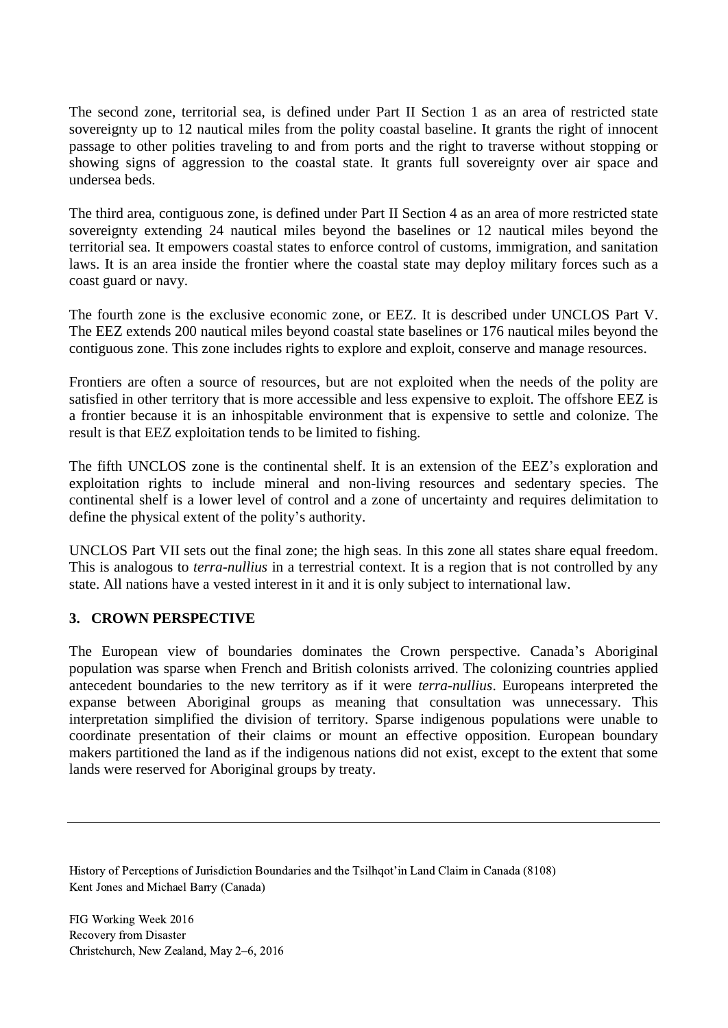The second zone, territorial sea, is defined under Part II Section 1 as an area of restricted state sovereignty up to 12 nautical miles from the polity coastal baseline. It grants the right of innocent passage to other polities traveling to and from ports and the right to traverse without stopping or showing signs of aggression to the coastal state. It grants full sovereignty over air space and undersea beds.

The third area, contiguous zone, is defined under Part II Section 4 as an area of more restricted state sovereignty extending 24 nautical miles beyond the baselines or 12 nautical miles beyond the territorial sea. It empowers coastal states to enforce control of customs, immigration, and sanitation laws. It is an area inside the frontier where the coastal state may deploy military forces such as a coast guard or navy.

The fourth zone is the exclusive economic zone, or EEZ. It is described under UNCLOS Part V. The EEZ extends 200 nautical miles beyond coastal state baselines or 176 nautical miles beyond the contiguous zone. This zone includes rights to explore and exploit, conserve and manage resources.

Frontiers are often a source of resources, but are not exploited when the needs of the polity are satisfied in other territory that is more accessible and less expensive to exploit. The offshore EEZ is a frontier because it is an inhospitable environment that is expensive to settle and colonize. The result is that EEZ exploitation tends to be limited to fishing.

The fifth UNCLOS zone is the continental shelf. It is an extension of the EEZ's exploration and exploitation rights to include mineral and non-living resources and sedentary species. The continental shelf is a lower level of control and a zone of uncertainty and requires delimitation to define the physical extent of the polity's authority.

UNCLOS Part VII sets out the final zone; the high seas. In this zone all states share equal freedom. This is analogous to *terra-nullius* in a terrestrial context. It is a region that is not controlled by any state. All nations have a vested interest in it and it is only subject to international law.

## 3. CROWN PERSPECTIVE

The European view of boundaries dominates the Crown perspective. Canada's Aboriginal population was sparse when French and British colonists arrived. The colonizing countries applied antecedent boundaries to the new territory as if it were *terra-nullius*. Europeans interpreted the expanse between Aboriginal groups as meaning that consultation was unnecessary. This interpretation simplified the division of territory. Sparse indigenous populations were unable to coordinate presentation of their claims or mount an effective opposition. European boundary makers partitioned the land as if the indigenous nations did not exist, except to the extent that some lands were reserved for Aboriginal groups by treaty.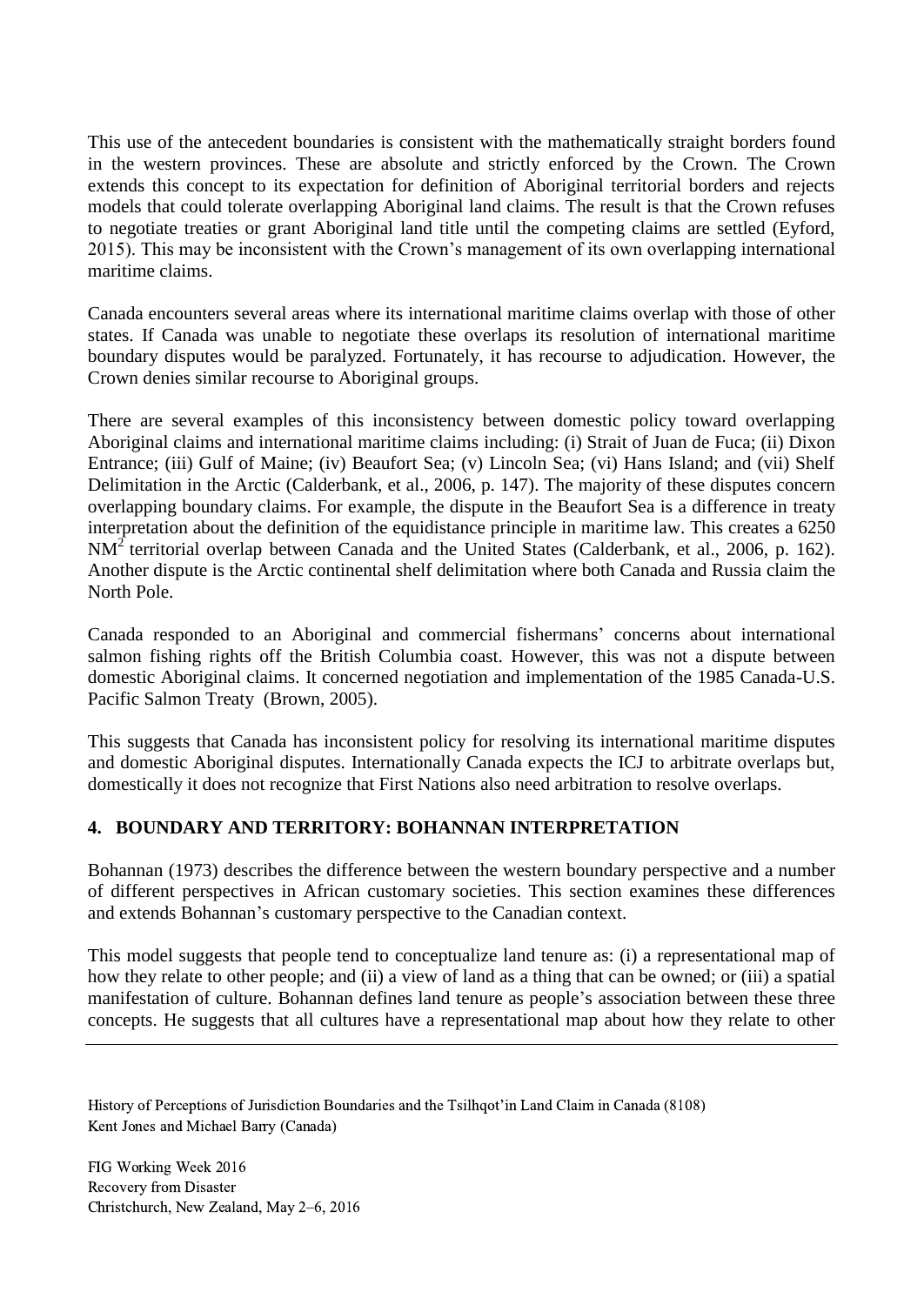This use of the antecedent boundaries is consistent with the mathematically straight borders found in the western provinces. These are absolute and strictly enforced by the Crown. The Crown extends this concept to its expectation for definition of Aboriginal territorial borders and rejects models that could tolerate overlapping Aboriginal land claims. The result is that the Crown refuses to negotiate treaties or grant Aboriginal land title until the competing claims are settled (Eyford, 2015). This may be inconsistent with the Crown's management of its own overlapping international maritime claims.

Canada encounters several areas where its international maritime claims overlap with those of other states. If Canada was unable to negotiate these overlaps its resolution of international maritime boundary disputes would be paralyzed. Fortunately, it has recourse to adjudication. However, the Crown denies similar recourse to Aboriginal groups.

There are several examples of this inconsistency between domestic policy toward overlapping Aboriginal claims and international maritime claims including: (i) Strait of Juan de Fuca; (ii) Dixon Entrance; (iii) Gulf of Maine; (iv) Beaufort Sea; (v) Lincoln Sea; (vi) Hans Island; and (vii) Shelf Delimitation in the Arctic (Calderbank, et al., 2006, p. 147). The majority of these disputes concern overlapping boundary claims. For example, the dispute in the Beaufort Sea is a difference in treaty interpretation about the definition of the equidistance principle in maritime law. This creates a 6250 $NM^2$ territorial overlap between Canada and the United States (Calderbank, et al., 2006, p. 162). Another dispute is the Arctic continental shelf delimitation where both Canada and Russia claim the North Pole.

Canada responded to an Aboriginal and commercial fishermans' concerns about international salmon fishing rights off the British Columbia coast. However, this was not a dispute between domestic Aboriginal claims. It concerned negotiation and implementation of the 1985 Canada-U.S. Pacific Salmon Treaty (Brown, 2005).

This suggests that Canada has inconsistent policy for resolving its international maritime disputes and domestic Aboriginal disputes. Internationally Canada expects the ICJ to arbitrate overlaps but, domestically it does not recognize that First Nations also need arbitration to resolve overlaps.

## 4. BOUNDARY AND TERRITORY: BOHANNAN INTERPRETATION

Bohannan (1973) describes the difference between the western boundary perspective and a number of different perspectives in African customary societies. This section examines these differences and extends Bohannan's customary perspective to the Canadian context.

This model suggests that people tend to conceptualize land tenure as: (i) a representational map of how they relate to other people; and (ii) a view of land as a thing that can be owned; or (iii) a spatial manifestation of culture. Bohannan defines land tenure as people's association between these three concepts. He suggests that all cultures have a representational map about how they relate to other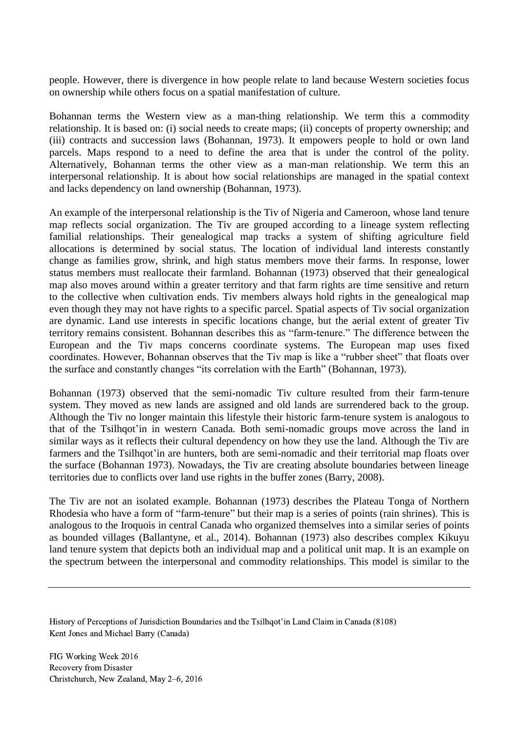people. However, there is divergence in how people relate to land because Western societies focus on ownership while others focus on a spatial manifestation of culture.

Bohannan terms the Western view as a man-thing relationship. We term this a commodity relationship. It is based on: (i) social needs to create maps; (ii) concepts of property ownership; and (iii) contracts and succession laws (Bohannan, 1973). It empowers people to hold or own land parcels. Maps respond to a need to define the area that is under the control of the polity. Alternatively, Bohannan terms the other view as a man-man relationship. We term this an interpersonal relationship. It is about how social relationships are managed in the spatial context and lacks dependency on land ownership (Bohannan, 1973).

An example of the interpersonal relationship is the Tiv of Nigeria and Cameroon, whose land tenure map reflects social organization. The Tiv are grouped according to a lineage system reflecting familial relationships. Their genealogical map tracks a system of shifting agriculture field allocations is determined by social status. The location of individual land interests constantly change as families grow, shrink, and high status members move their farms. In response, lower status members must reallocate their farmland. Bohannan (1973) observed that their genealogical map also moves around within a greater territory and that farm rights are time sensitive and return to the collective when cultivation ends. Tiv members always hold rights in the genealogical map even though they may not have rights to a specific parcel. Spatial aspects of Tiv social organization are dynamic. Land use interests in specific locations change, but the aerial extent of greater Tiv territory remains consistent. Bohannan describes this as "farm-tenure." The difference between the European and the Tiv maps concerns coordinate systems. The European map uses fixed coordinates. However, Bohannan observes that the Tiv map is like a "rubber sheet" that floats over the surface and constantly changes "its correlation with the Earth" (Bohannan, 1973).

Bohannan (1973) observed that the semi-nomadic Tiv culture resulted from their farm-tenure system. They moved as new lands are assigned and old lands are surrendered back to the group. Although the Tiv no longer maintain this lifestyle their historic farm-tenure system is analogous to that of the Tsilhqot'in in western Canada. Both semi-nomadic groups move across the land in similar ways as it reflects their cultural dependency on how they use the land. Although the Tiv are farmers and the Tsilhqot'in are hunters, both are semi-nomadic and their territorial map floats over the surface (Bohannan 1973). Nowadays, the Tiv are creating absolute boundaries between lineage territories due to conflicts over land use rights in the buffer zones (Barry, 2008).

The Tiv are not an isolated example. Bohannan (1973) describes the Plateau Tonga of Northern Rhodesia who have a form of "farm-tenure" but their map is a series of points (rain shrines). This is analogous to the Iroquois in central Canada who organized themselves into a similar series of points as bounded villages (Ballantyne, et al., 2014). Bohannan (1973) also describes complex Kikuyu land tenure system that depicts both an individual map and a political unit map. It is an example on the spectrum between the interpersonal and commodity relationships. This model is similar to the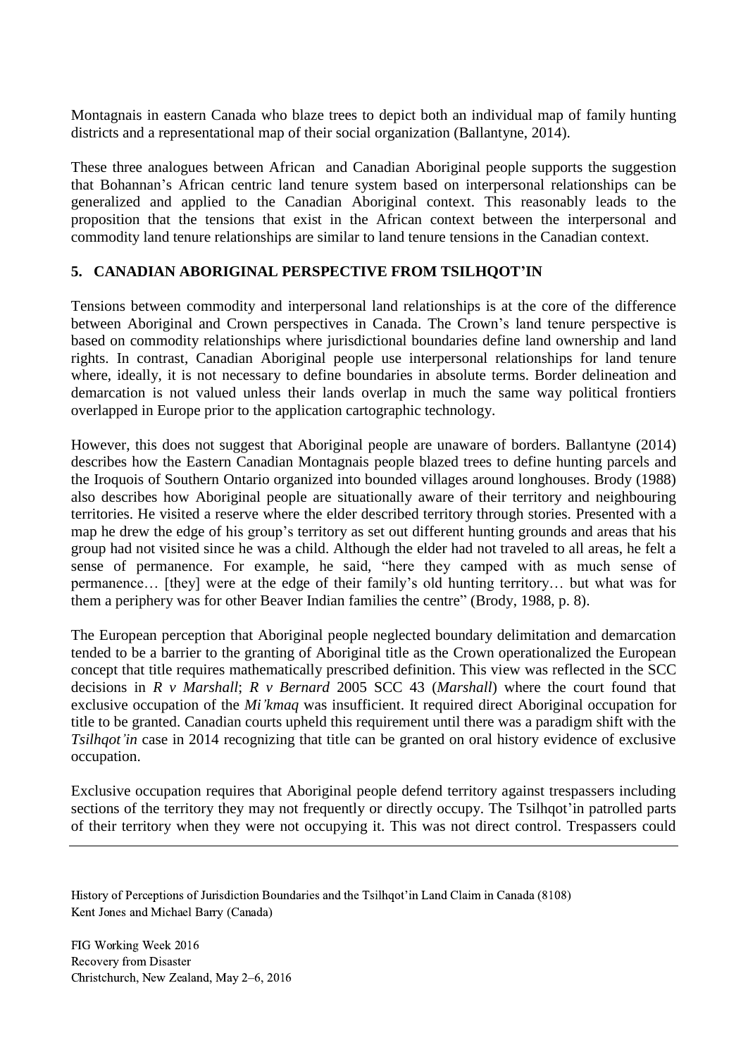Montagnais in eastern Canada who blaze trees to depict both an individual map of family hunting districts and a representational map of their social organization (Ballantyne, 2014).

These three analogues between African and Canadian Aboriginal people supports the suggestion that Bohannan's African centric land tenure system based on interpersonal relationships can be generalized and applied to the Canadian Aboriginal context. This reasonably leads to the proposition that the tensions that exist in the African context between the interpersonal and commodity land tenure relationships are similar to land tenure tensions in the Canadian context.

## 5. CANADIAN ABORIGINAL PERSPECTIVE FROM TSILHQOT'IN

Tensions between commodity and interpersonal land relationships is at the core of the difference between Aboriginal and Crown perspectives in Canada. The Crown's land tenure perspective is based on commodity relationships where jurisdictional boundaries define land ownership and land rights. In contrast, Canadian Aboriginal people use interpersonal relationships for land tenure where, ideally, it is not necessary to define boundaries in absolute terms. Border delineation and demarcation is not valued unless their lands overlap in much the same way political frontiers overlapped in Europe prior to the application cartographic technology.

However, this does not suggest that Aboriginal people are unaware of borders. Ballantyne (2014) describes how the Eastern Canadian Montagnais people blazed trees to define hunting parcels and the Iroquois of Southern Ontario organized into bounded villages around longhouses. Brody (1988) also describes how Aboriginal people are situationally aware of their territory and neighbouring territories. He visited a reserve where the elder described territory through stories. Presented with a map he drew the edge of his group's territory as set out different hunting grounds and areas that his group had not visited since he was a child. Although the elder had not traveled to all areas, he felt a sense of permanence. For example, he said, "here they camped with as much sense of permanence… [they] were at the edge of their family's old hunting territory… but what was for them a periphery was for other Beaver Indian families the centre" (Brody, 1988, p. 8).

The European perception that Aboriginal people neglected boundary delimitation and demarcation tended to be a barrier to the granting of Aboriginal title as the Crown operationalized the European concept that title requires mathematically prescribed definition. This view was reflected in the SCC decisions in *R v Marshall*; *R v Bernard* 2005 SCC 43 (*Marshall*) where the court found that exclusive occupation of the *Mi'kmaq* was insufficient. It required direct Aboriginal occupation for title to be granted. Canadian courts upheld this requirement until there was a paradigm shift with the *Tsilhqot'in* case in 2014 recognizing that title can be granted on oral history evidence of exclusive occupation.

Exclusive occupation requires that Aboriginal people defend territory against trespassers including sections of the territory they may not frequently or directly occupy. The Tsilhqot'in patrolled parts of their territory when they were not occupying it. This was not direct control. Trespassers could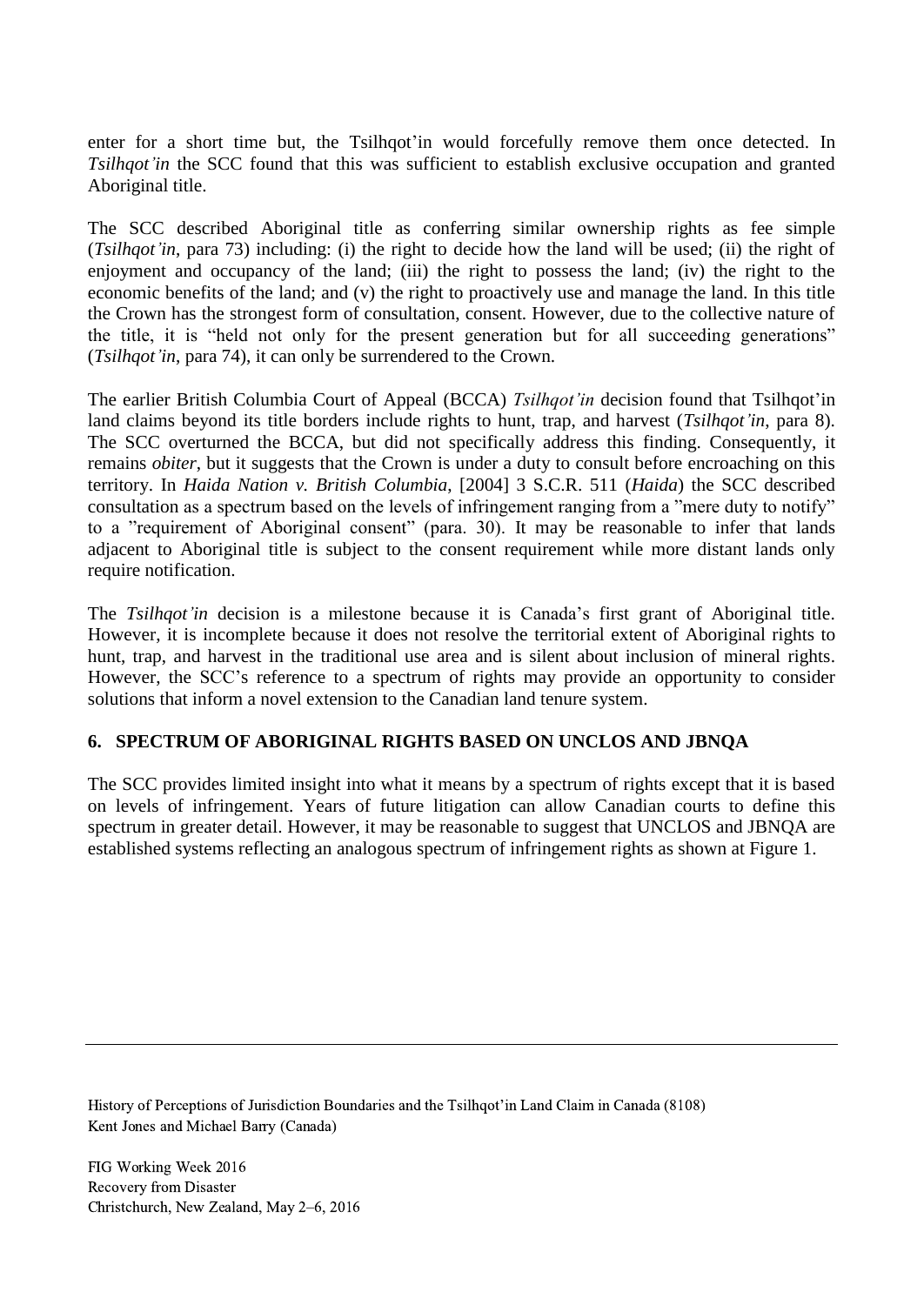enter for a short time but, the Tsilhqot'in would forcefully remove them once detected. In *Tsilhqot'in* the SCC found that this was sufficient to establish exclusive occupation and granted Aboriginal title.

The SCC described Aboriginal title as conferring similar ownership rights as fee simple (*Tsilhqot'in*, para 73) including: (i) the right to decide how the land will be used; (ii) the right of enjoyment and occupancy of the land; (iii) the right to possess the land; (iv) the right to the economic benefits of the land; and (v) the right to proactively use and manage the land. In this title the Crown has the strongest form of consultation, consent. However, due to the collective nature of the title, it is "held not only for the present generation but for all succeeding generations" (*Tsilhqot'in*, para 74), it can only be surrendered to the Crown.

The earlier British Columbia Court of Appeal (BCCA) *Tsilhqot'in* decision found that Tsilhqot'in land claims beyond its title borders include rights to hunt, trap, and harvest (*Tsilhqot'in*, para 8). The SCC overturned the BCCA, but did not specifically address this finding. Consequently, it remains *obiter*, but it suggests that the Crown is under a duty to consult before encroaching on this territory. In *Haida Nation v. British Columbia*, [2004] 3 S.C.R. 511 (*Haida*) the SCC described consultation as a spectrum based on the levels of infringement ranging from a "mere duty to notify" to a "requirement of Aboriginal consent" (para. 30). It may be reasonable to infer that lands adjacent to Aboriginal title is subject to the consent requirement while more distant lands only require notification.

The *Tsilhqot'in* decision is a milestone because it is Canada's first grant of Aboriginal title. However, it is incomplete because it does not resolve the territorial extent of Aboriginal rights to hunt, trap, and harvest in the traditional use area and is silent about inclusion of mineral rights. However, the SCC's reference to a spectrum of rights may provide an opportunity to consider solutions that inform a novel extension to the Canadian land tenure system.

## 6. SPECTRUM OF ABORIGINAL RIGHTS BASED ON UNCLOS AND JBNQA

The SCC provides limited insight into what it means by a spectrum of rights except that it is based on levels of infringement. Years of future litigation can allow Canadian courts to define this spectrum in greater detail. However, it may be reasonable to suggest that UNCLOS and JBNQA are established systems reflecting an analogous spectrum of infringement rights as shown at Figure 1.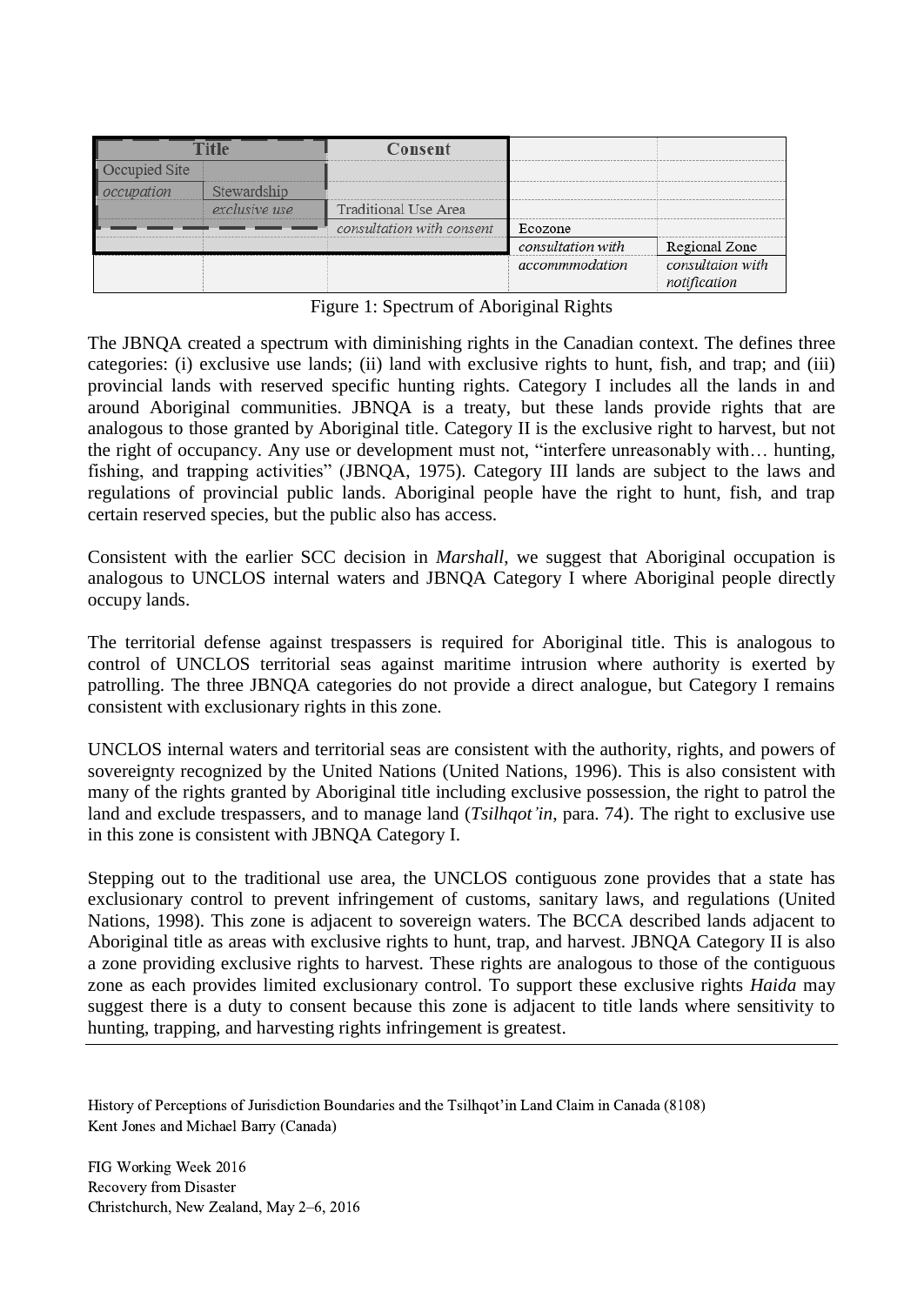| Title | | Consent | | |
|---|---|---|---|---|
| Occupied Site | | | | |
| *occupation* | Stewardship | | | |
| | *exclusive use* | Traditional Use Area | | |
| | | *consultation with consent* | Ecozone | |
| | | | *consultation with* | Regional Zone |
| | | | *accommmodation* | *consultaion with notification* |

Figure 1: Spectrum of Aboriginal Rights

The JBNQA created a spectrum with diminishing rights in the Canadian context. The defines three categories: (i) exclusive use lands; (ii) land with exclusive rights to hunt, fish, and trap; and (iii) provincial lands with reserved specific hunting rights. Category I includes all the lands in and around Aboriginal communities. JBNQA is a treaty, but these lands provide rights that are analogous to those granted by Aboriginal title. Category II is the exclusive right to harvest, but not the right of occupancy. Any use or development must not, "interfere unreasonably with… hunting, fishing, and trapping activities" (JBNQA, 1975). Category III lands are subject to the laws and regulations of provincial public lands. Aboriginal people have the right to hunt, fish, and trap certain reserved species, but the public also has access.

Consistent with the earlier SCC decision in *Marshall*, we suggest that Aboriginal occupation is analogous to UNCLOS internal waters and JBNQA Category I where Aboriginal people directly occupy lands.

The territorial defense against trespassers is required for Aboriginal title. This is analogous to control of UNCLOS territorial seas against maritime intrusion where authority is exerted by patrolling. The three JBNQA categories do not provide a direct analogue, but Category I remains consistent with exclusionary rights in this zone.

UNCLOS internal waters and territorial seas are consistent with the authority, rights, and powers of sovereignty recognized by the United Nations (United Nations, 1996). This is also consistent with many of the rights granted by Aboriginal title including exclusive possession, the right to patrol the land and exclude trespassers, and to manage land (*Tsilhqot'in*, para. 74). The right to exclusive use in this zone is consistent with JBNQA Category I.

Stepping out to the traditional use area, the UNCLOS contiguous zone provides that a state has exclusionary control to prevent infringement of customs, sanitary laws, and regulations (United Nations, 1998). This zone is adjacent to sovereign waters. The BCCA described lands adjacent to Aboriginal title as areas with exclusive rights to hunt, trap, and harvest. JBNQA Category II is also a zone providing exclusive rights to harvest. These rights are analogous to those of the contiguous zone as each provides limited exclusionary control. To support these exclusive rights *Haida* may suggest there is a duty to consent because this zone is adjacent to title lands where sensitivity to hunting, trapping, and harvesting rights infringement is greatest.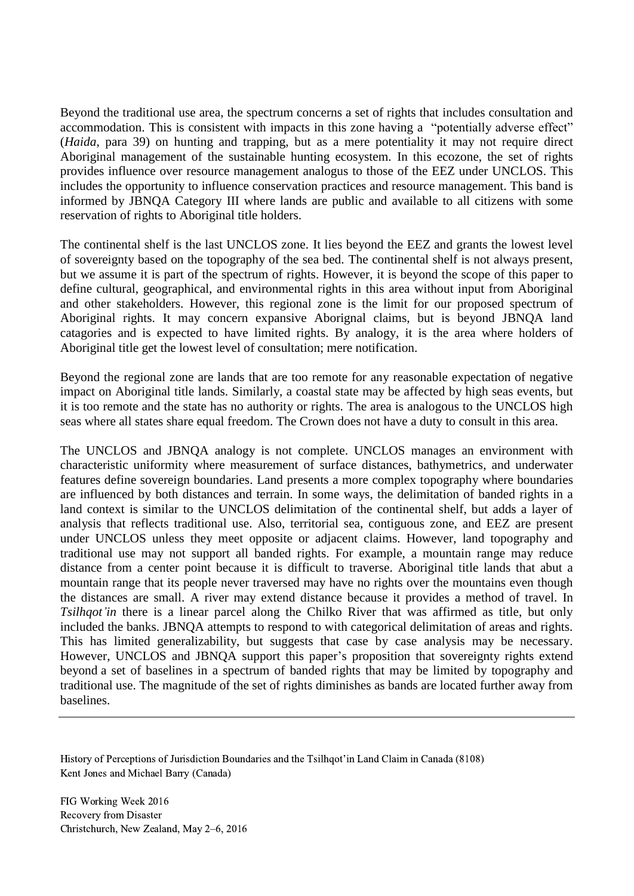Beyond the traditional use area, the spectrum concerns a set of rights that includes consultation and accommodation. This is consistent with impacts in this zone having a "potentially adverse effect" (*Haida*, para 39) on hunting and trapping, but as a mere potentiality it may not require direct Aboriginal management of the sustainable hunting ecosystem. In this ecozone, the set of rights provides influence over resource management analogus to those of the EEZ under UNCLOS. This includes the opportunity to influence conservation practices and resource management. This band is informed by JBNQA Category III where lands are public and available to all citizens with some reservation of rights to Aboriginal title holders.

The continental shelf is the last UNCLOS zone. It lies beyond the EEZ and grants the lowest level of sovereignty based on the topography of the sea bed. The continental shelf is not always present, but we assume it is part of the spectrum of rights. However, it is beyond the scope of this paper to define cultural, geographical, and environmental rights in this area without input from Aboriginal and other stakeholders. However, this regional zone is the limit for our proposed spectrum of Aboriginal rights. It may concern expansive Aborignal claims, but is beyond JBNQA land catagories and is expected to have limited rights. By analogy, it is the area where holders of Aboriginal title get the lowest level of consultation; mere notification.

Beyond the regional zone are lands that are too remote for any reasonable expectation of negative impact on Aboriginal title lands. Similarly, a coastal state may be affected by high seas events, but it is too remote and the state has no authority or rights. The area is analogous to the UNCLOS high seas where all states share equal freedom. The Crown does not have a duty to consult in this area.

The UNCLOS and JBNQA analogy is not complete. UNCLOS manages an environment with characteristic uniformity where measurement of surface distances, bathymetrics, and underwater features define sovereign boundaries. Land presents a more complex topography where boundaries are influenced by both distances and terrain. In some ways, the delimitation of banded rights in a land context is similar to the UNCLOS delimitation of the continental shelf, but adds a layer of analysis that reflects traditional use. Also, territorial sea, contiguous zone, and EEZ are present under UNCLOS unless they meet opposite or adjacent claims. However, land topography and traditional use may not support all banded rights. For example, a mountain range may reduce distance from a center point because it is difficult to traverse. Aboriginal title lands that abut a mountain range that its people never traversed may have no rights over the mountains even though the distances are small. A river may extend distance because it provides a method of travel. In *Tsilhqot'in* there is a linear parcel along the Chilko River that was affirmed as title, but only included the banks. JBNQA attempts to respond to with categorical delimitation of areas and rights. This has limited generalizability, but suggests that case by case analysis may be necessary. However, UNCLOS and JBNQA support this paper's proposition that sovereignty rights extend beyond a set of baselines in a spectrum of banded rights that may be limited by topography and traditional use. The magnitude of the set of rights diminishes as bands are located further away from baselines.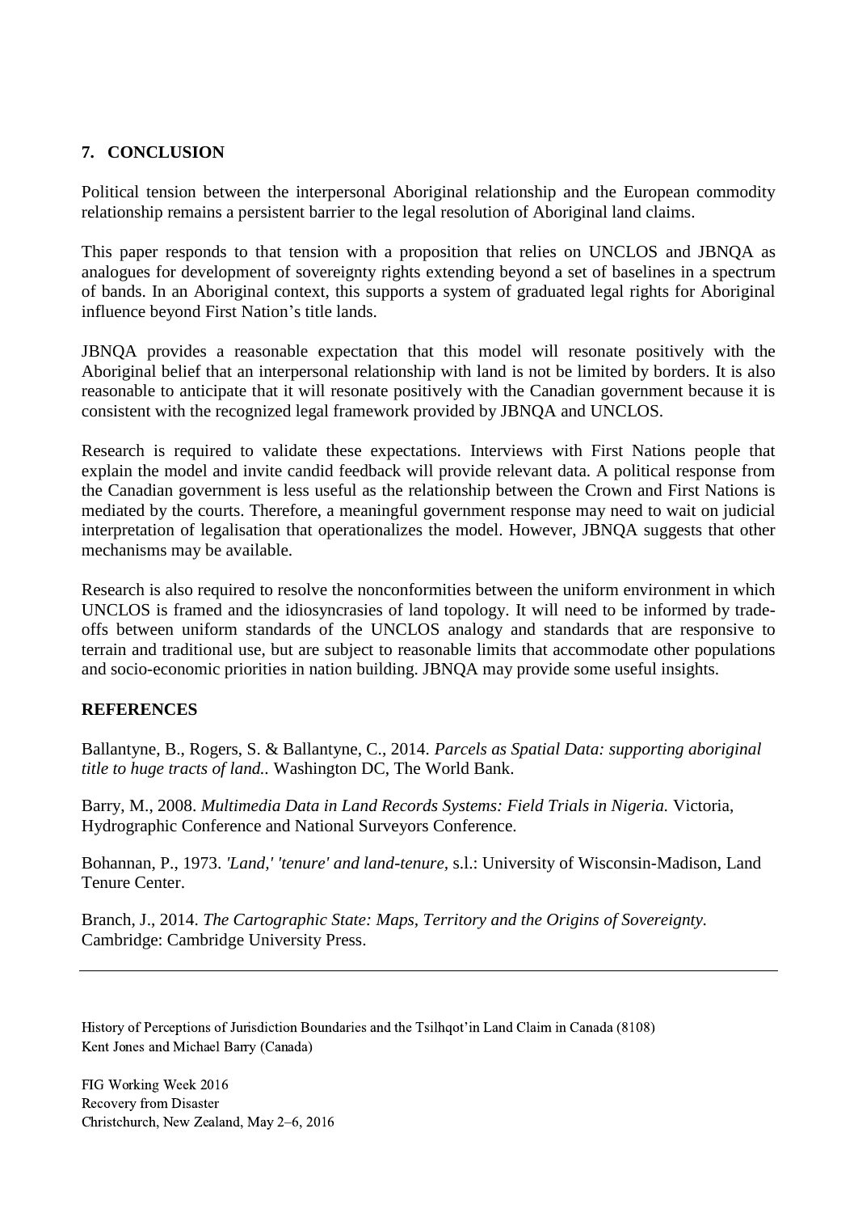## 7. CONCLUSION

Political tension between the interpersonal Aboriginal relationship and the European commodity relationship remains a persistent barrier to the legal resolution of Aboriginal land claims.

This paper responds to that tension with a proposition that relies on UNCLOS and JBNQA as analogues for development of sovereignty rights extending beyond a set of baselines in a spectrum of bands. In an Aboriginal context, this supports a system of graduated legal rights for Aboriginal influence beyond First Nation's title lands.

JBNQA provides a reasonable expectation that this model will resonate positively with the Aboriginal belief that an interpersonal relationship with land is not be limited by borders. It is also reasonable to anticipate that it will resonate positively with the Canadian government because it is consistent with the recognized legal framework provided by JBNQA and UNCLOS.

Research is required to validate these expectations. Interviews with First Nations people that explain the model and invite candid feedback will provide relevant data. A political response from the Canadian government is less useful as the relationship between the Crown and First Nations is mediated by the courts. Therefore, a meaningful government response may need to wait on judicial interpretation of legalisation that operationalizes the model. However, JBNQA suggests that other mechanisms may be available.

Research is also required to resolve the nonconformities between the uniform environment in which UNCLOS is framed and the idiosyncrasies of land topology. It will need to be informed by trade-offs between uniform standards of the UNCLOS analogy and standards that are responsive to terrain and traditional use, but are subject to reasonable limits that accommodate other populations and socio-economic priorities in nation building. JBNQA may provide some useful insights.

## REFERENCES

Ballantyne, B., Rogers, S. & Ballantyne, C., 2014. *Parcels as Spatial Data: supporting aboriginal title to huge tracts of land..* Washington DC, The World Bank.

Barry, M., 2008. *Multimedia Data in Land Records Systems: Field Trials in Nigeria.* Victoria, Hydrographic Conference and National Surveyors Conference.

Bohannan, P., 1973. *'Land,' 'tenure' and land-tenure*, s.l.: University of Wisconsin-Madison, Land Tenure Center.

Branch, J., 2014. *The Cartographic State: Maps, Territory and the Origins of Sovereignty.* Cambridge: Cambridge University Press.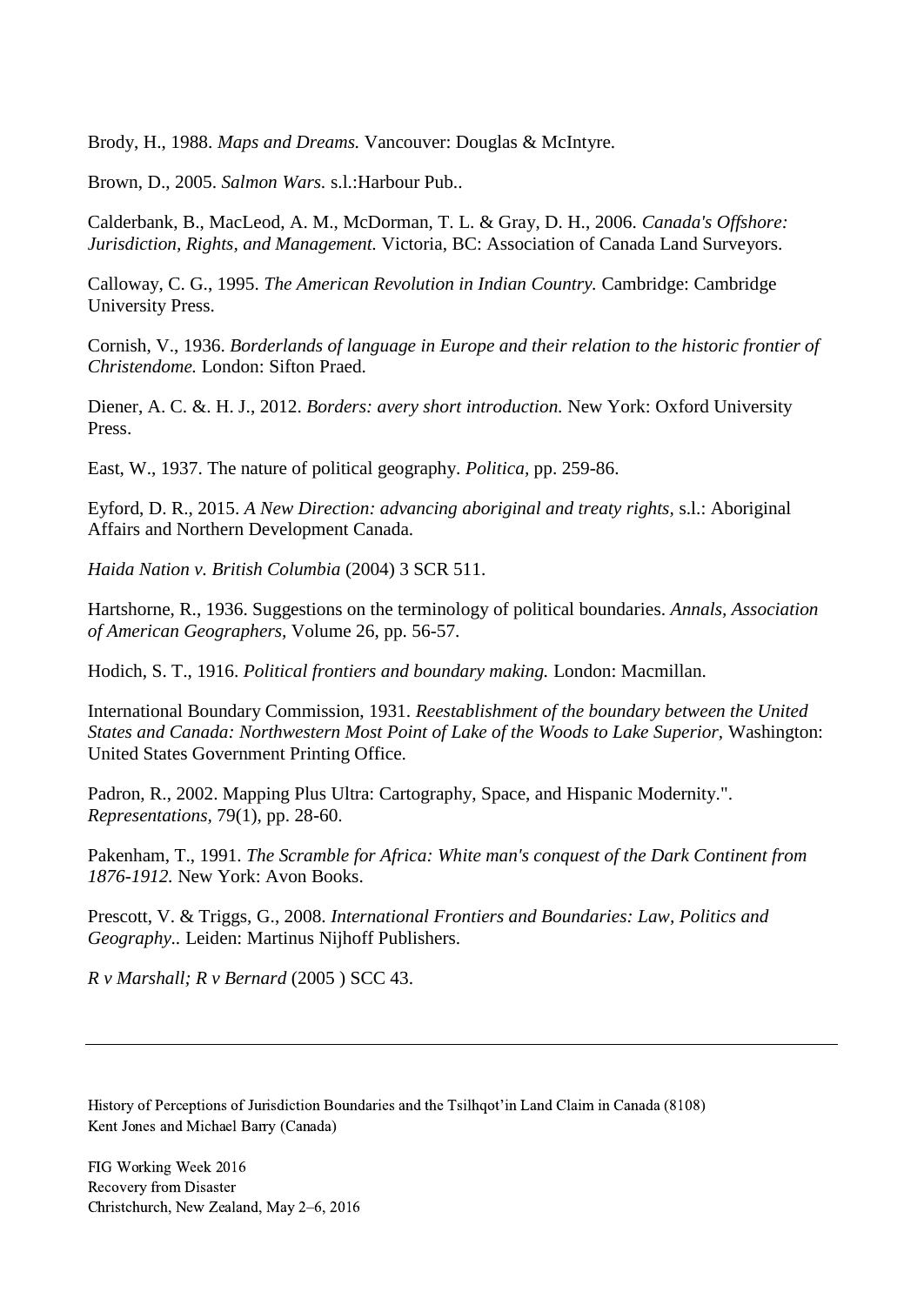Brody, H., 1988. *Maps and Dreams.* Vancouver: Douglas & McIntyre.

Brown, D., 2005. *Salmon Wars.* s.l.:Harbour Pub..

Calderbank, B., MacLeod, A. M., McDorman, T. L. & Gray, D. H., 2006. *Canada's Offshore: Jurisdiction, Rights, and Management.* Victoria, BC: Association of Canada Land Surveyors.

Calloway, C. G., 1995. *The American Revolution in Indian Country.* Cambridge: Cambridge University Press.

Cornish, V., 1936. *Borderlands of language in Europe and their relation to the historic frontier of Christendome.* London: Sifton Praed.

Diener, A. C. &. H. J., 2012. *Borders: avery short introduction.* New York: Oxford University Press.

East, W., 1937. The nature of political geography. *Politica,* pp. 259-86.

Eyford, D. R., 2015. *A New Direction: advancing aboriginal and treaty rights,* s.l.: Aboriginal Affairs and Northern Development Canada.

*Haida Nation v. British Columbia* (2004) 3 SCR 511.

Hartshorne, R., 1936. Suggestions on the terminology of political boundaries. *Annals, Association of American Geographers,* Volume 26, pp. 56-57.

Hodich, S. T., 1916. *Political frontiers and boundary making.* London: Macmillan.

International Boundary Commission, 1931. *Reestablishment of the boundary between the United States and Canada: Northwestern Most Point of Lake of the Woods to Lake Superior,* Washington: United States Government Printing Office.

Padron, R., 2002. Mapping Plus Ultra: Cartography, Space, and Hispanic Modernity.". *Representations,* 79(1), pp. 28-60.

Pakenham, T., 1991. *The Scramble for Africa: White man's conquest of the Dark Continent from 1876-1912.* New York: Avon Books.

Prescott, V. & Triggs, G., 2008. *International Frontiers and Boundaries: Law, Politics and Geography..* Leiden: Martinus Nijhoff Publishers.

*R v Marshall; R v Bernard* (2005 ) SCC 43.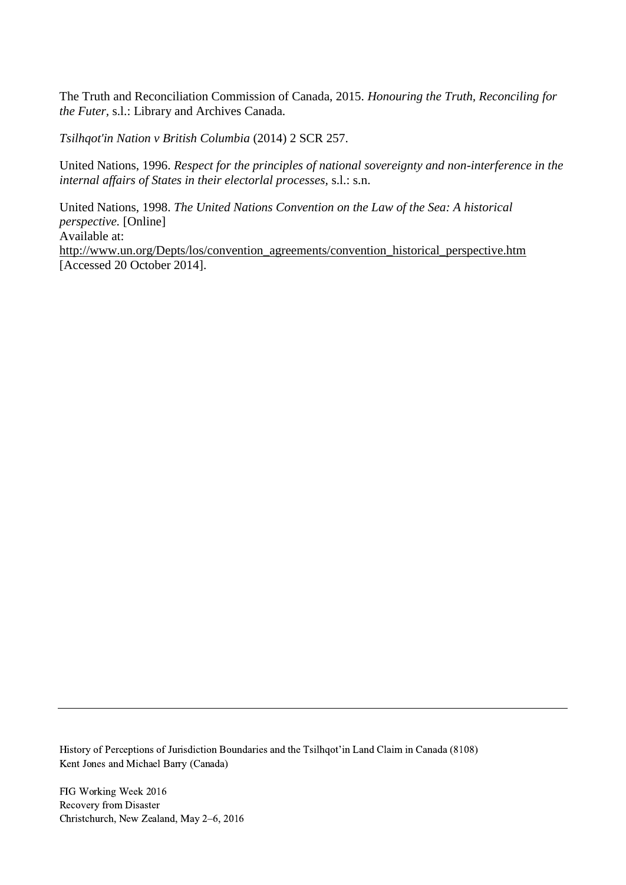The Truth and Reconciliation Commission of Canada, 2015. *Honouring the Truth, Reconciling for the Futer*, s.l.: Library and Archives Canada.

*Tsilhqot'in Nation v British Columbia* (2014) 2 SCR 257.

United Nations, 1996. *Respect for the principles of national sovereignty and non-interference in the internal affairs of States in their electorlal processes*, s.l.: s.n.

United Nations, 1998. *The United Nations Convention on the Law of the Sea: A historical perspective.* [Online]
Available at:
http://www.un.org/Depts/los/convention_agreements/convention_historical_perspective.htm
[Accessed 20 October 2014].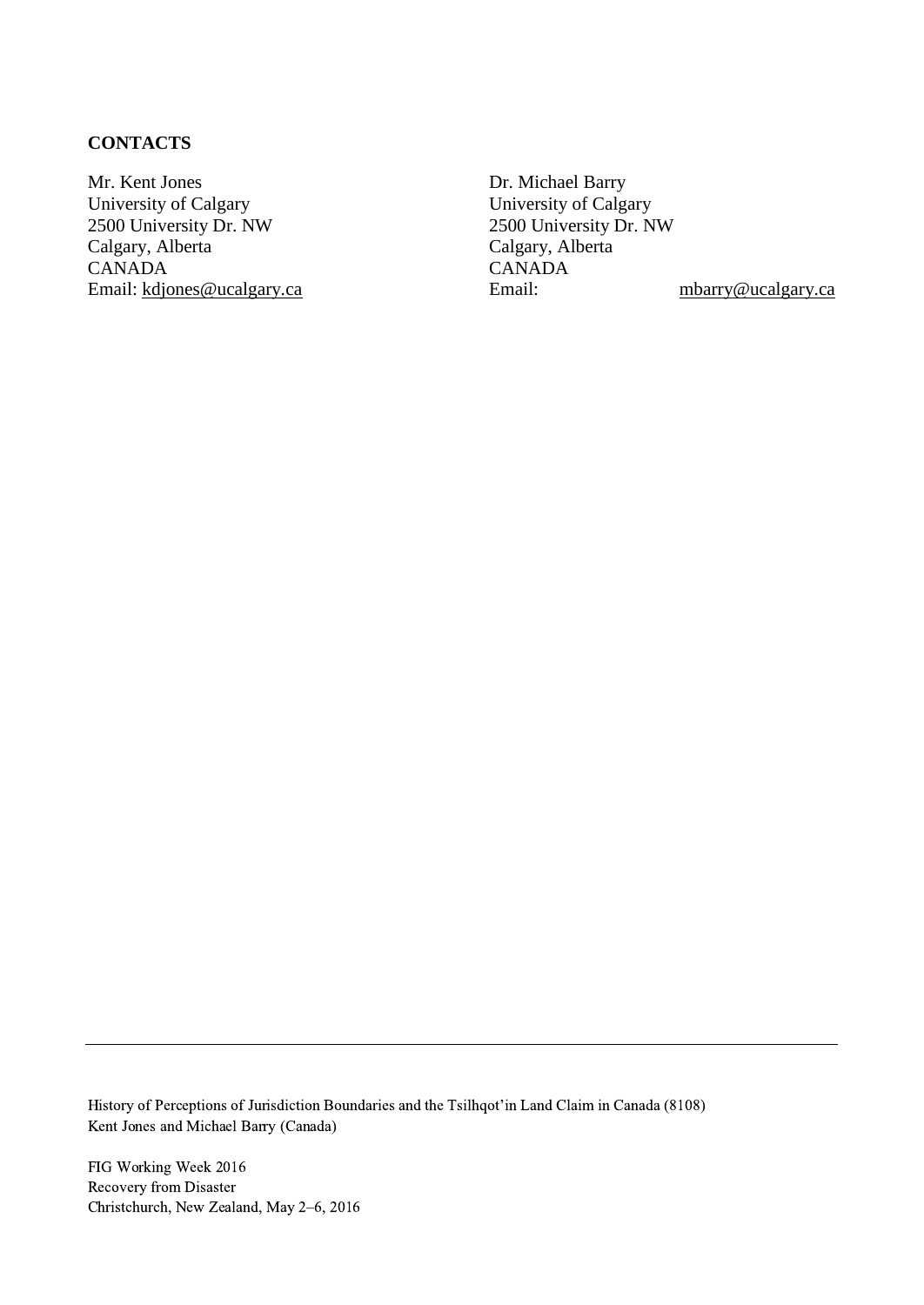## CONTACTS

Mr. Kent Jones
University of Calgary
2500 University Dr. NW
Calgary, Alberta
CANADA
Email: kdjones@ucalgary.ca

Dr. Michael Barry
University of Calgary
2500 University Dr. NW
Calgary, Alberta
CANADA
Email: mbarry@ucalgary.ca